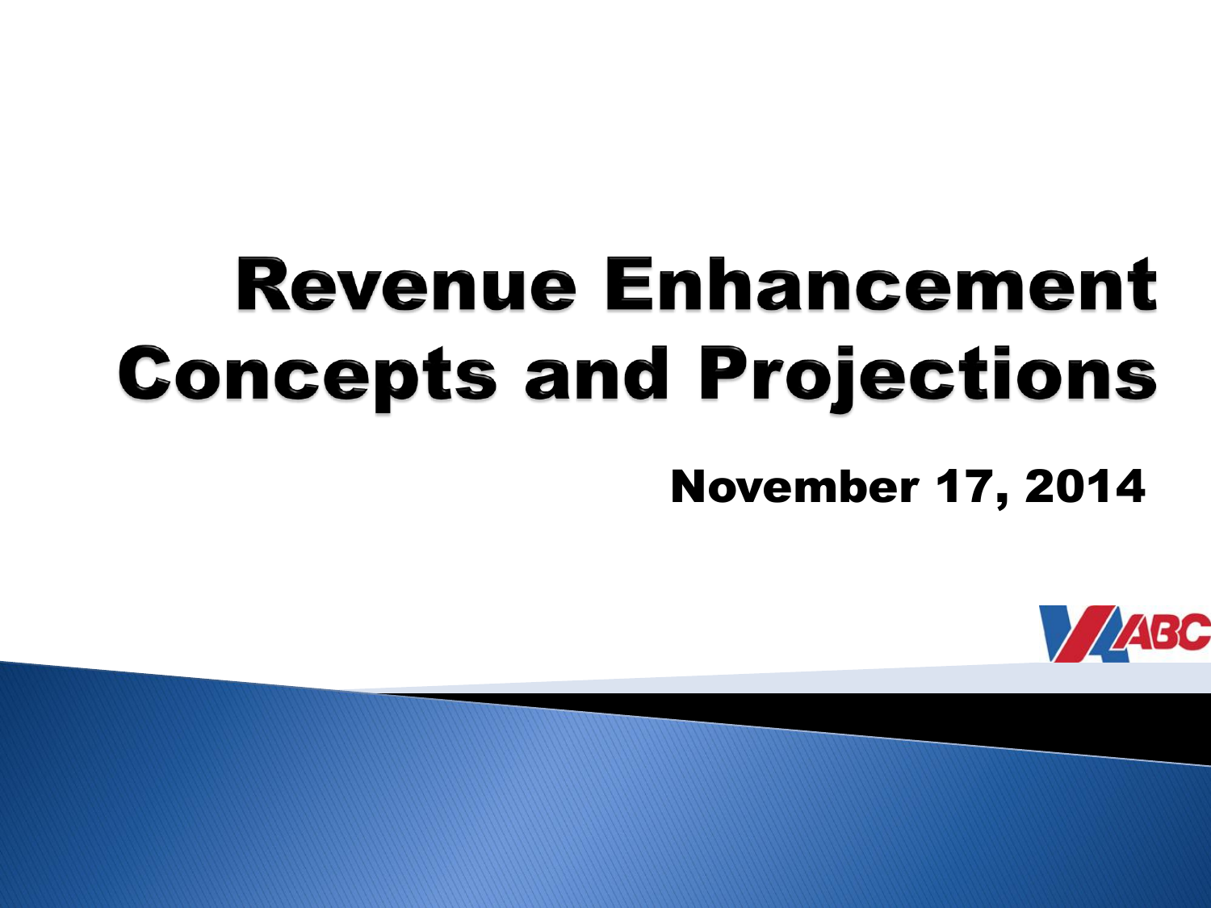# Revenue Enhancement Concepts and Projections

November 17, 2014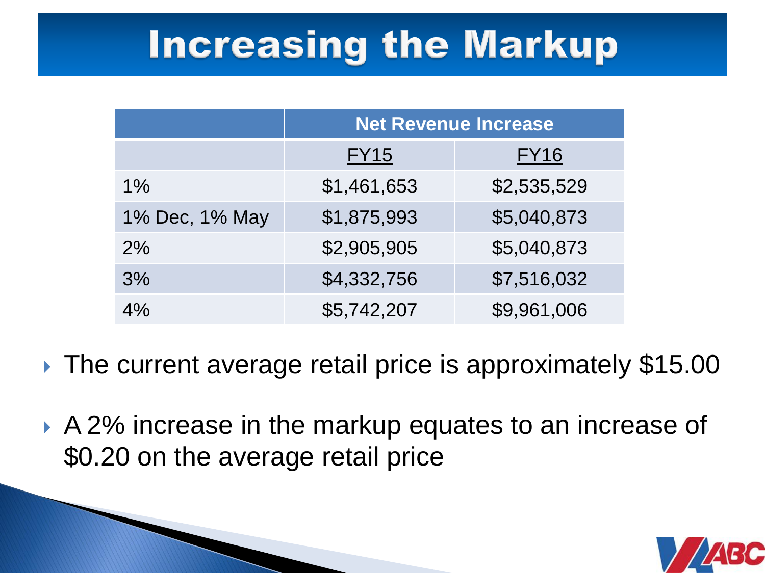# Increasing the Markup

| | Net Revenue Increase | |
|---|---|---|
| | FY15 | FY16 |
| 1% | $1,461,653 | $2,535,529 |
| 1% Dec, 1% May | $1,875,993 | $5,040,873 |
| 2% | $2,905,905 | $5,040,873 |
| 3% | $4,332,756 | $7,516,032 |
| 4% | $5,742,207 | $9,961,006 |

- The current average retail price is approximately $15.00
- A 2% increase in the markup equates to an increase of $0.20 on the average retail price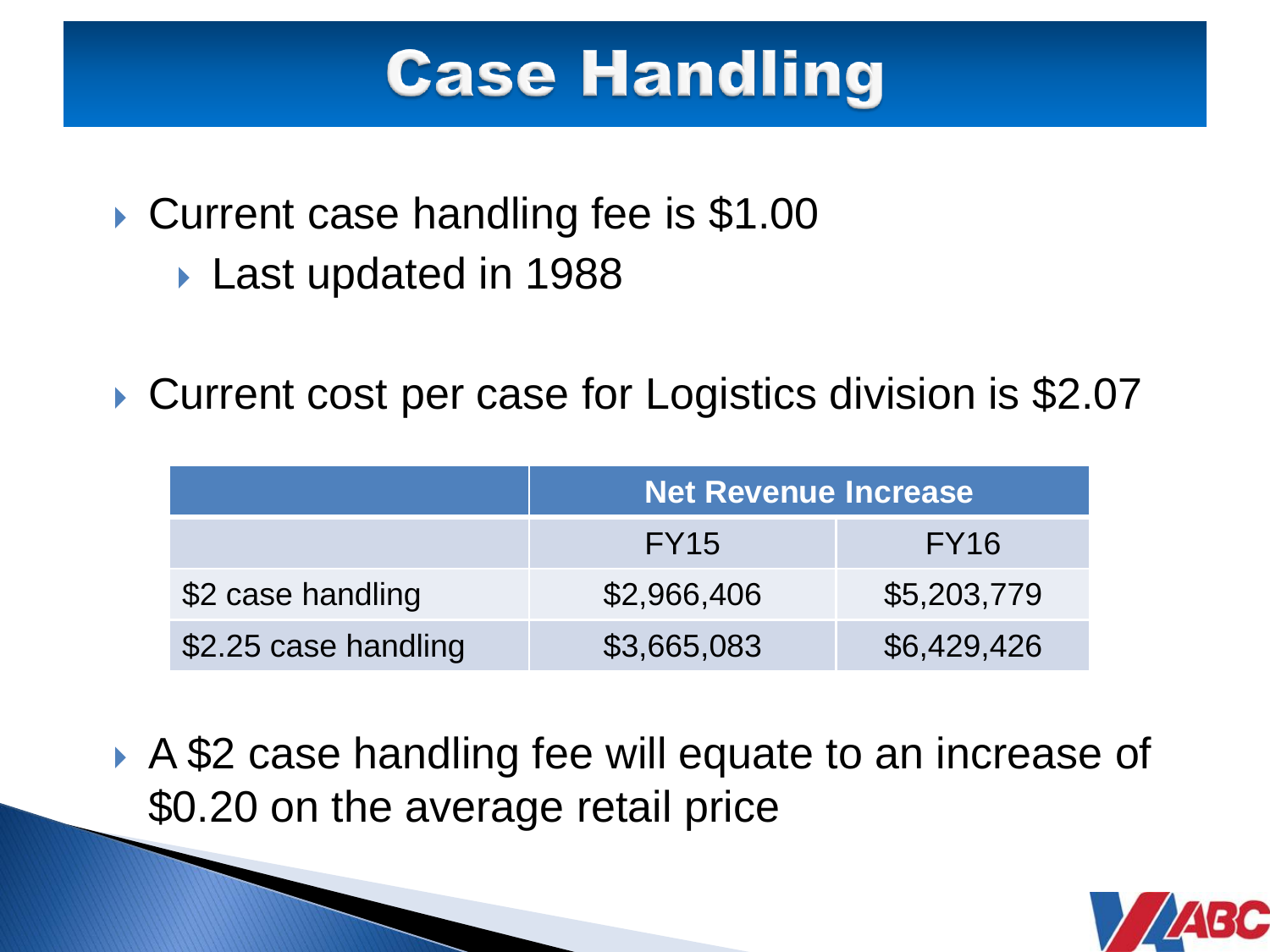# Case Handling

- Current case handling fee is $1.00
  - Last updated in 1988

- Current cost per case for Logistics division is $2.07

| | Net Revenue Increase | |
|---|---|---|
| | FY15 | FY16 |
| $2 case handling | $2,966,406 | $5,203,779 |
| $2.25 case handling | $3,665,083 | $6,429,426 |

- A $2 case handling fee will equate to an increase of $0.20 on the average retail price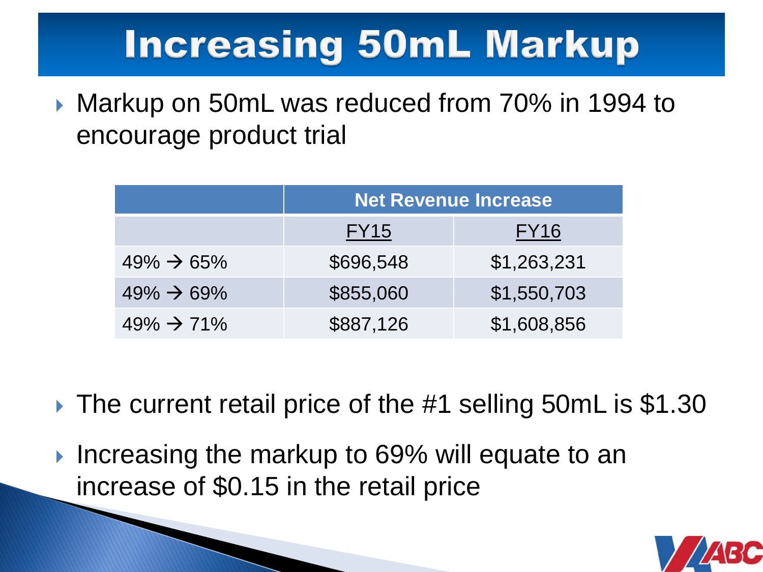# Increasing 50mL Markup

- Markup on 50mL was reduced from 70% in 1994 to encourage product trial

| | Net Revenue Increase | |
|---|---|---|
| | FY15 | FY16 |
| 49% → 65% | $696,548 | $1,263,231 |
| 49% → 69% | $855,060 | $1,550,703 |
| 49% → 71% | $887,126 | $1,608,856 |

- The current retail price of the #1 selling 50mL is $1.30
- Increasing the markup to 69% will equate to an increase of $0.15 in the retail price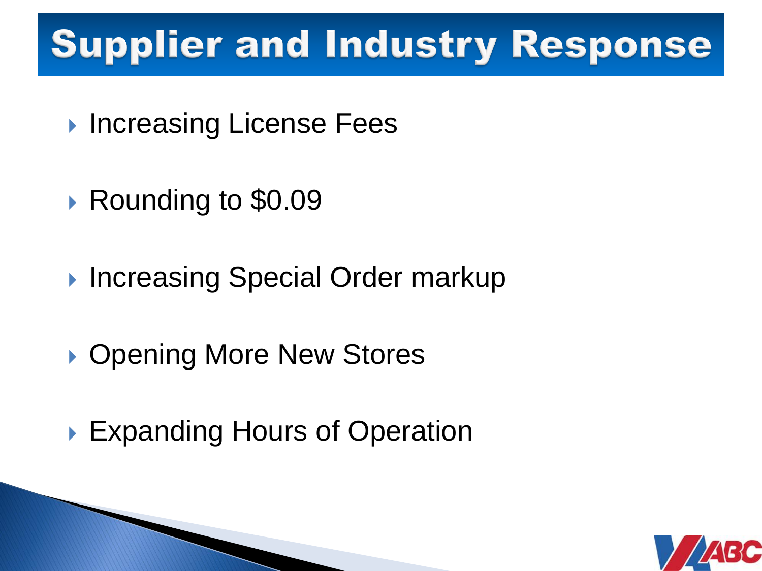# Supplier and Industry Response

- Increasing License Fees
- Rounding to $0.09
- Increasing Special Order markup
- Opening More New Stores
- Expanding Hours of Operation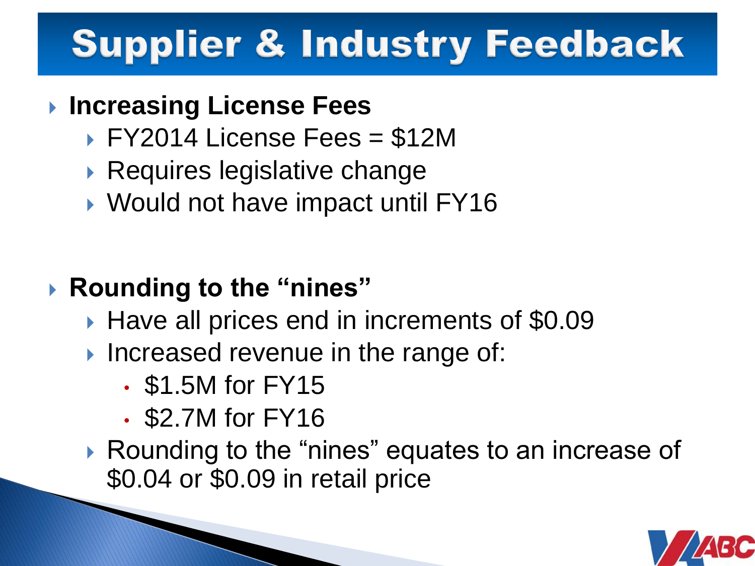# Supplier & Industry Feedback

- **Increasing License Fees**
  - FY2014 License Fees = $12M
  - Requires legislative change
  - Would not have impact until FY16

- **Rounding to the "nines"**
  - Have all prices end in increments of $0.09
  - Increased revenue in the range of:
    - $1.5M for FY15
    - $2.7M for FY16
  - Rounding to the "nines" equates to an increase of $0.04 or $0.09 in retail price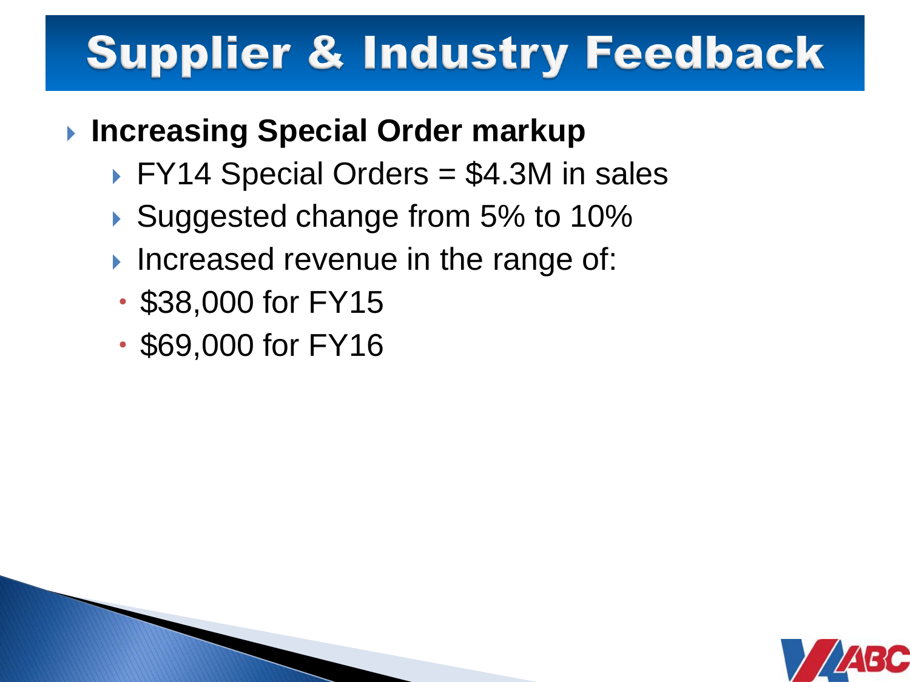# Supplier & Industry Feedback

- **Increasing Special Order markup**
  - FY14 Special Orders = $4.3M in sales
  - Suggested change from 5% to 10%
  - Increased revenue in the range of:
    - $38,000 for FY15
    - $69,000 for FY16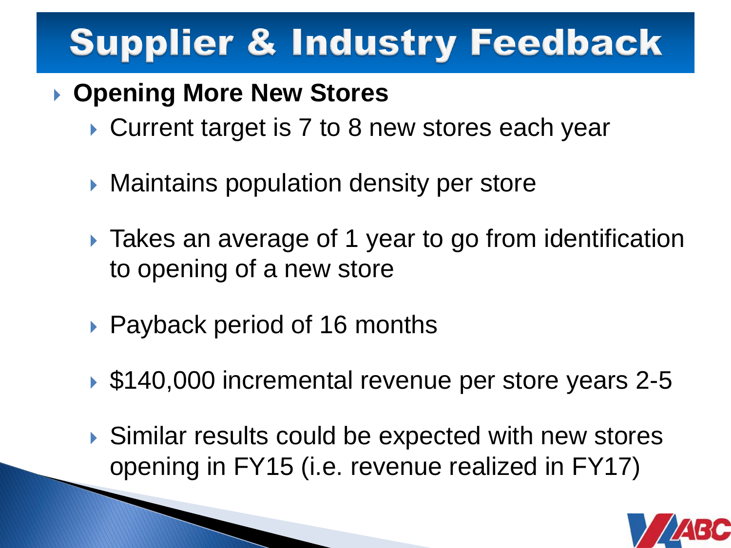# Supplier & Industry Feedback

- **Opening More New Stores**
  - Current target is 7 to 8 new stores each year
  - Maintains population density per store
  - Takes an average of 1 year to go from identification to opening of a new store
  - Payback period of 16 months
  - $140,000 incremental revenue per store years 2-5
  - Similar results could be expected with new stores opening in FY15 (i.e. revenue realized in FY17)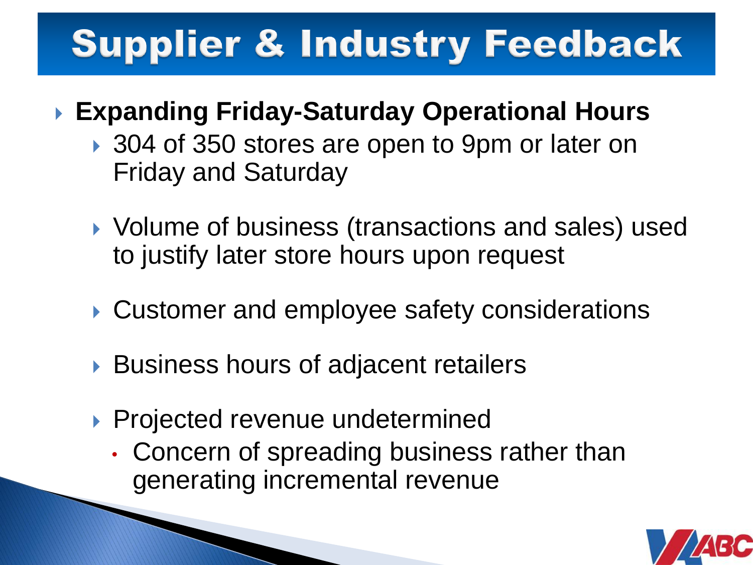# Supplier & Industry Feedback

- **Expanding Friday-Saturday Operational Hours**
  - 304 of 350 stores are open to 9pm or later on Friday and Saturday
  - Volume of business (transactions and sales) used to justify later store hours upon request
  - Customer and employee safety considerations
  - Business hours of adjacent retailers
  - Projected revenue undetermined
    - Concern of spreading business rather than generating incremental revenue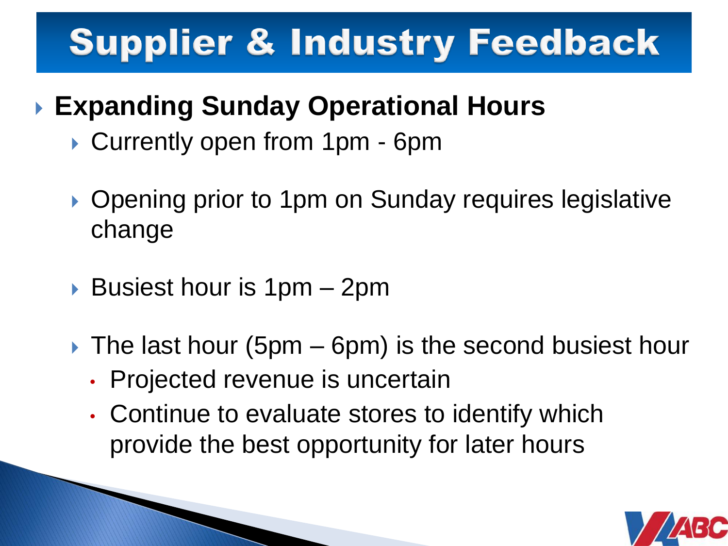# Supplier & Industry Feedback

- **Expanding Sunday Operational Hours**
  - Currently open from 1pm - 6pm
  - Opening prior to 1pm on Sunday requires legislative change
  - Busiest hour is 1pm – 2pm
  - The last hour (5pm – 6pm) is the second busiest hour
    - Projected revenue is uncertain
    - Continue to evaluate stores to identify which provide the best opportunity for later hours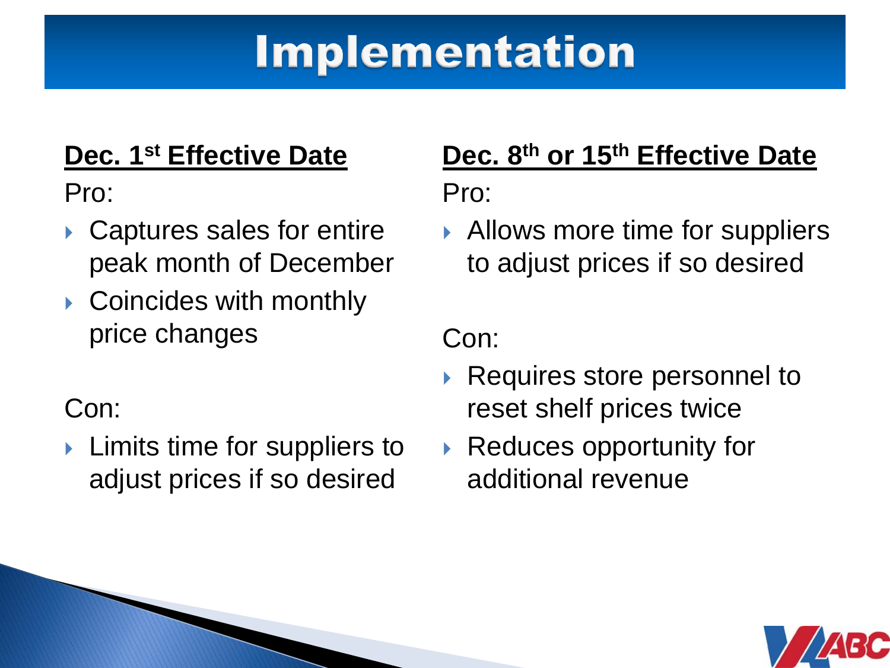# Implementation

**Dec. 1st Effective Date**

Pro:

- Captures sales for entire peak month of December
- Coincides with monthly price changes

Con:

- Limits time for suppliers to adjust prices if so desired

**Dec. 8th or 15th Effective Date**

Pro:

- Allows more time for suppliers to adjust prices if so desired

Con:

- Requires store personnel to reset shelf prices twice
- Reduces opportunity for additional revenue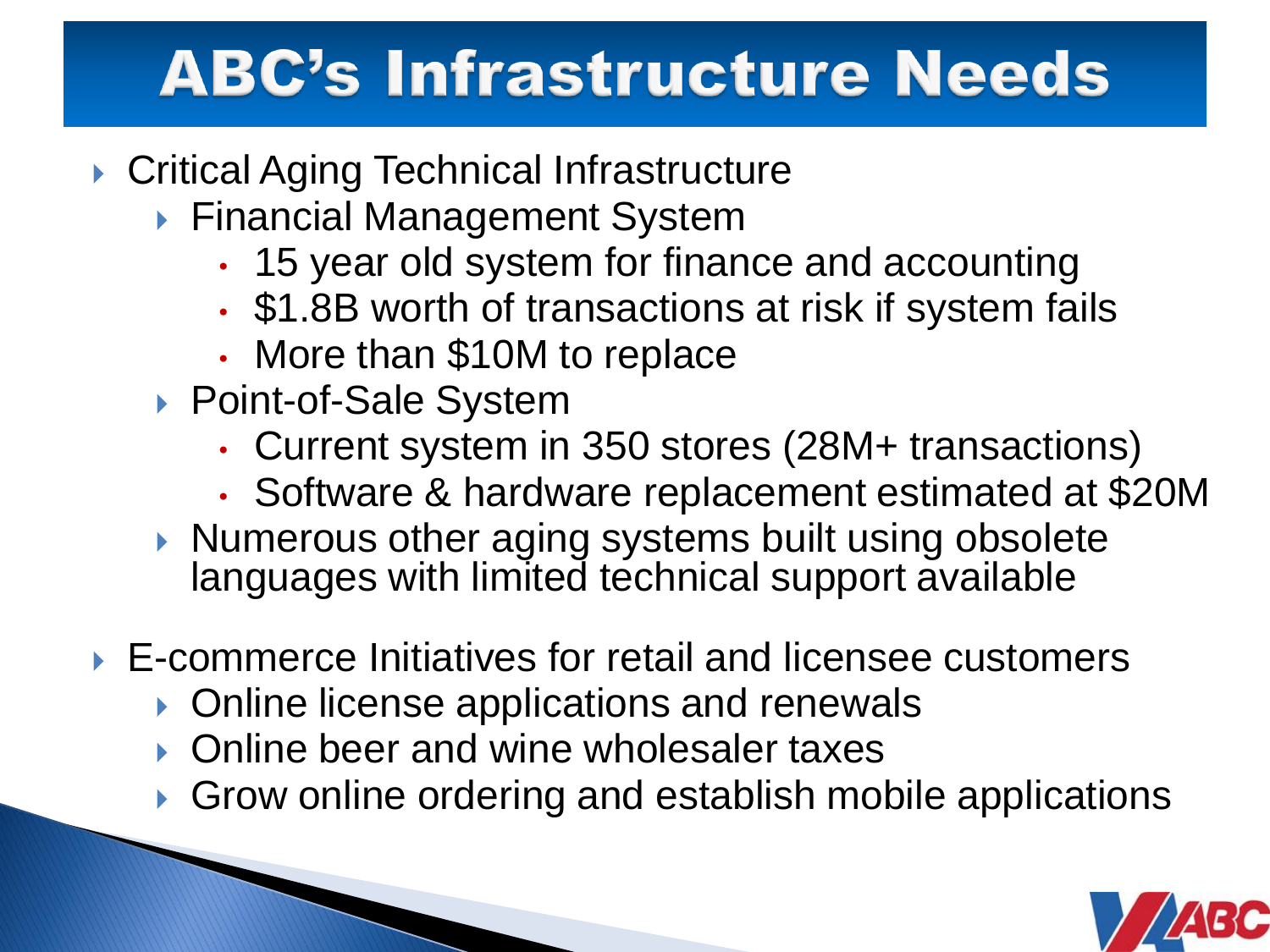# ABC's Infrastructure Needs

- Critical Aging Technical Infrastructure
  - Financial Management System
    - 15 year old system for finance and accounting
    - $1.8B worth of transactions at risk if system fails
    - More than $10M to replace
  - Point-of-Sale System
    - Current system in 350 stores (28M+ transactions)
    - Software & hardware replacement estimated at $20M
  - Numerous other aging systems built using obsolete languages with limited technical support available

- E-commerce Initiatives for retail and licensee customers
  - Online license applications and renewals
  - Online beer and wine wholesaler taxes
  - Grow online ordering and establish mobile applications